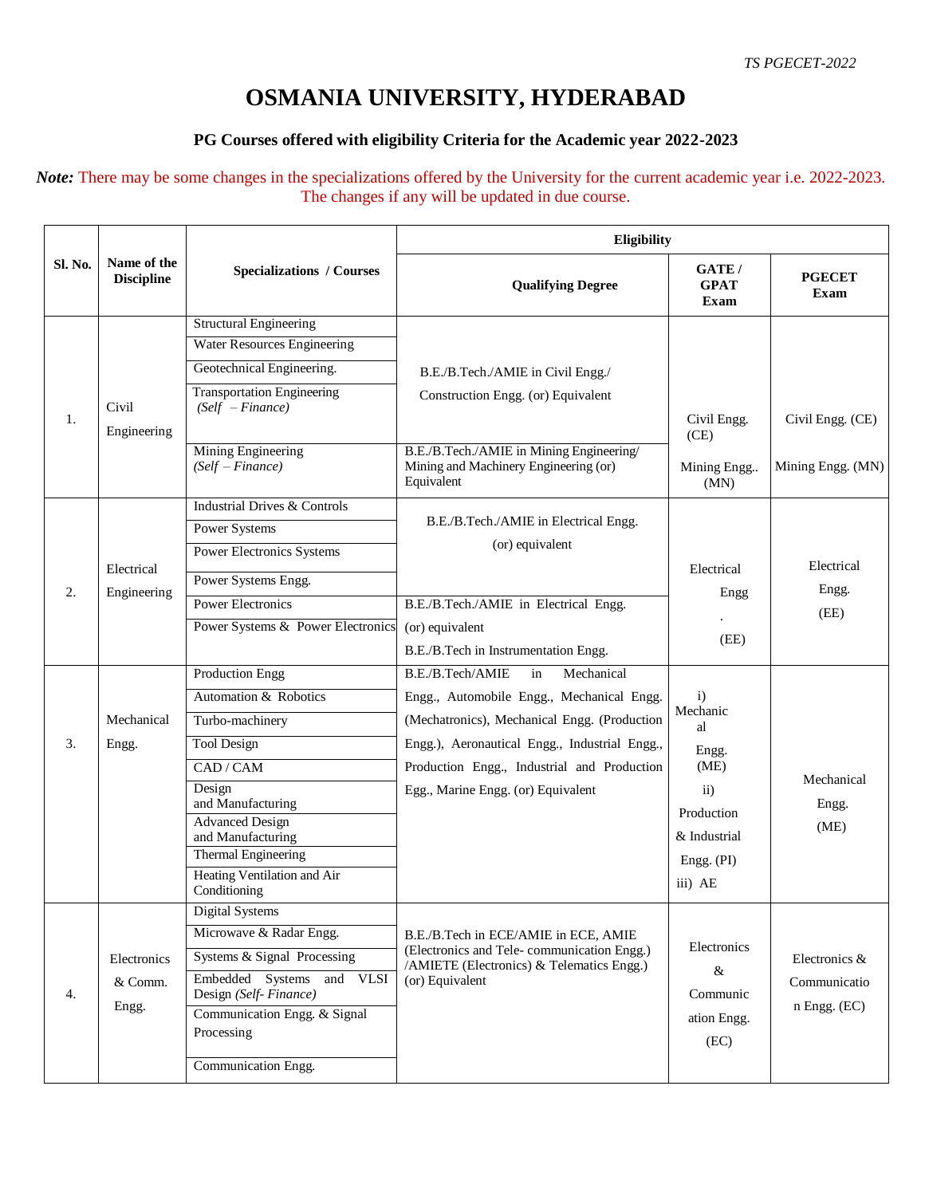# OSMANIA UNIVERSITY, HYDERABAD

## PG Courses offered with eligibility Criteria for the Academic year 2022-2023

***Note:*** There may be some changes in the specializations offered by the University for the current academic year i.e. 2022-2023. The changes if any will be updated in due course.

| Sl. No. | Name of the Discipline | Specializations / Courses | Eligibility | | |
|---|---|---|---|---|---|
| | | | **Qualifying Degree** | **GATE / GPAT Exam** | **PGECET Exam** |
| 1. | Civil Engineering | Structural Engineering | B.E./B.Tech./AMIE in Civil Engg./ Construction Engg. (or) Equivalent | Civil Engg. (CE) | Civil Engg. (CE) |
| | | Water Resources Engineering | | | |
| | | Geotechnical Engineering. | | | |
| | | Transportation Engineering *(Self – Finance)* | | | |
| | | Mining Engineering *(Self – Finance)* | B.E./B.Tech./AMIE in Mining Engineering/ Mining and Machinery Engineering (or) Equivalent | Mining Engg.. (MN) | Mining Engg. (MN) |
| 2. | Electrical Engineering | Industrial Drives & Controls | B.E./B.Tech./AMIE in Electrical Engg. (or) equivalent | Electrical Engg. (EE) | Electrical Engg. (EE) |
| | | Power Systems | | | |
| | | Power Electronics Systems | | | |
| | | Power Systems Engg. | | | |
| | | Power Electronics | B.E./B.Tech./AMIE in Electrical Engg. (or) equivalent B.E./B.Tech in Instrumentation Engg. | | |
| | | Power Systems & Power Electronics | | | |
| 3. | Mechanical Engg. | Production Engg | B.E./B.Tech/AMIE in Mechanical Engg., Automobile Engg., Mechanical Engg. (Mechatronics), Mechanical Engg. (Production Engg.), Aeronautical Engg., Industrial Engg., Production Engg., Industrial and Production Egg., Marine Engg. (or) Equivalent | i) Mechanical Engg. (ME) ii) Production & Industrial Engg. (PI) iii) AE | Mechanical Engg. (ME) |
| | | Automation & Robotics | | | |
| | | Turbo-machinery | | | |
| | | Tool Design | | | |
| | | CAD / CAM | | | |
| | | Design and Manufacturing | | | |
| | | Advanced Design and Manufacturing | | | |
| | | Thermal Engineering | | | |
| | | Heating Ventilation and Air Conditioning | | | |
| 4. | Electronics & Comm. Engg. | Digital Systems | B.E./B.Tech in ECE/AMIE in ECE, AMIE (Electronics and Tele- communication Engg.) /AMIETE (Electronics) & Telematics Engg.) (or) Equivalent | Electronics & Communication Engg. (EC) | Electronics & Communication Engg. (EC) |
| | | Microwave & Radar Engg. | | | |
| | | Systems & Signal Processing | | | |
| | | Embedded Systems and VLSI Design *(Self- Finance)* | | | |
| | | Communication Engg. & Signal Processing | | | |
| | | Communication Engg. | | | |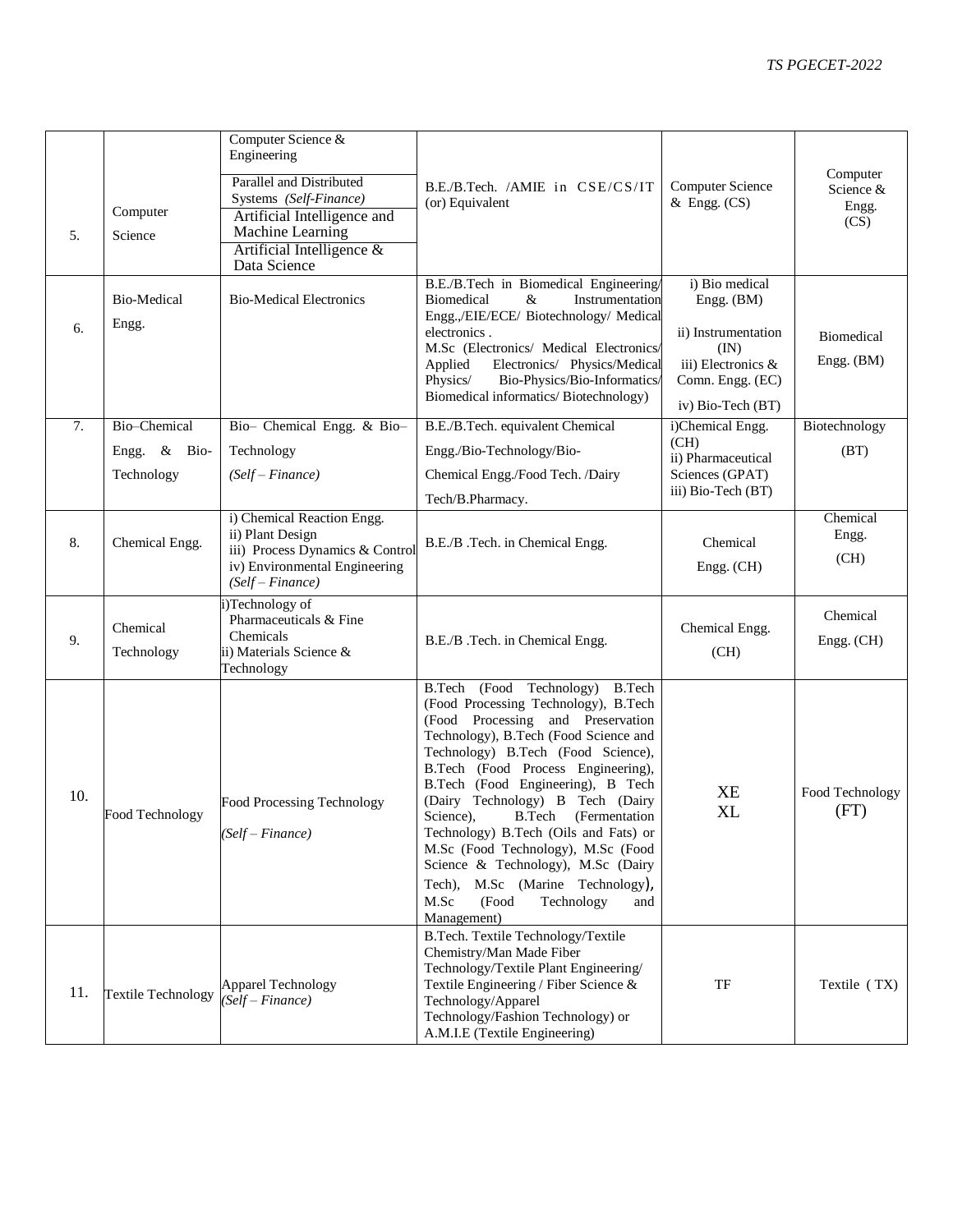| | | | | | |
|---|---|---|---|---|---|
| 5. | Computer Science | Computer Science & Engineering<br>Parallel and Distributed Systems *(Self-Finance)*<br>Artificial Intelligence and Machine Learning<br>Artificial Intelligence & Data Science | B.E./B.Tech. /AMIE in CSE/CS/IT (or) Equivalent | Computer Science & Engg. (CS) | Computer Science & Engg. (CS) |
| 6. | Bio-Medical Engg. | Bio-Medical Electronics | B.E./B.Tech in Biomedical Engineering/ Biomedical & Instrumentation Engg.,/EIE/ECE/ Biotechnology/ Medical electronics .<br>M.Sc (Electronics/ Medical Electronics/ Applied Electronics/ Physics/Medical Physics/ Bio-Physics/Bio-Informatics/ Biomedical informatics/ Biotechnology) | i) Bio medical Engg. (BM)<br>ii) Instrumentation (IN)<br>iii) Electronics & Comn. Engg. (EC)<br>iv) Bio-Tech (BT) | Biomedical Engg. (BM) |
| 7. | Bio–Chemical Engg. & Bio-Technology | Bio– Chemical Engg. & Bio–Technology *(Self – Finance)* | B.E./B.Tech. equivalent Chemical Engg./Bio-Technology/Bio-Chemical Engg./Food Tech. /Dairy Tech/B.Pharmacy. | i)Chemical Engg. (CH)<br>ii) Pharmaceutical Sciences (GPAT)<br>iii) Bio-Tech (BT) | Biotechnology (BT) |
| 8. | Chemical Engg. | i) Chemical Reaction Engg.<br>ii) Plant Design<br>iii) Process Dynamics & Control<br>iv) Environmental Engineering *(Self – Finance)* | B.E./B .Tech. in Chemical Engg. | Chemical Engg. (CH) | Chemical Engg. (CH) |
| 9. | Chemical Technology | i)Technology of Pharmaceuticals & Fine Chemicals<br>ii) Materials Science & Technology | B.E./B .Tech. in Chemical Engg. | Chemical Engg. (CH) | Chemical Engg. (CH) |
| 10. | Food Technology | Food Processing Technology *(Self – Finance)* | B.Tech (Food Technology) B.Tech (Food Processing Technology), B.Tech (Food Processing and Preservation Technology), B.Tech (Food Science and Technology) B.Tech (Food Science), B.Tech (Food Process Engineering), B.Tech (Food Engineering), B Tech (Dairy Technology) B Tech (Dairy Science), B.Tech (Fermentation Technology) B.Tech (Oils and Fats) or M.Sc (Food Technology), M.Sc (Food Science & Technology), M.Sc (Dairy Tech), M.Sc (Marine Technology), M.Sc (Food Technology and Management) | XE<br>XL | Food Technology (FT) |
| 11. | Textile Technology | Apparel Technology *(Self – Finance)* | B.Tech. Textile Technology/Textile Chemistry/Man Made Fiber Technology/Textile Plant Engineering/ Textile Engineering / Fiber Science & Technology/Apparel Technology/Fashion Technology) or A.M.I.E (Textile Engineering) | TF | Textile ( TX) |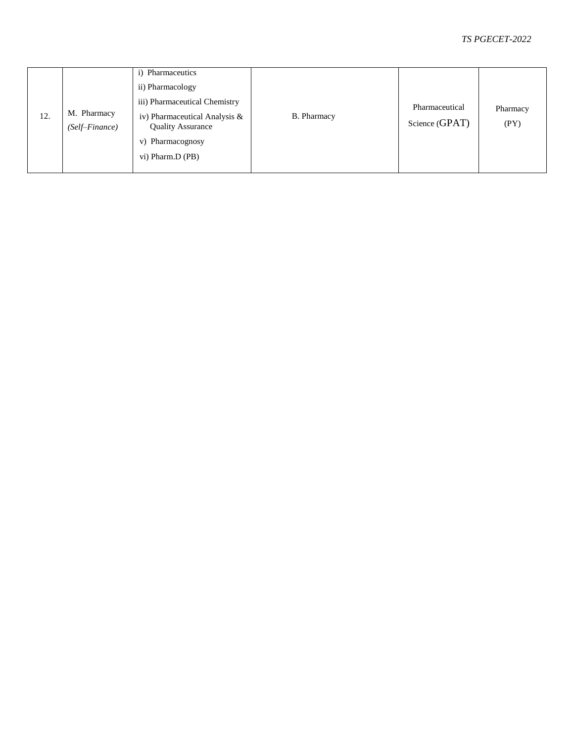| | | | | | |
|---|---|---|---|---|---|
| 12. | M. Pharmacy *(Self–Finance)* | i) Pharmaceutics<br>ii) Pharmacology<br>iii) Pharmaceutical Chemistry<br>iv) Pharmaceutical Analysis & Quality Assurance<br>v) Pharmacognosy<br>vi) Pharm.D (PB) | B. Pharmacy | Pharmaceutical Science (GPAT) | Pharmacy (PY) |